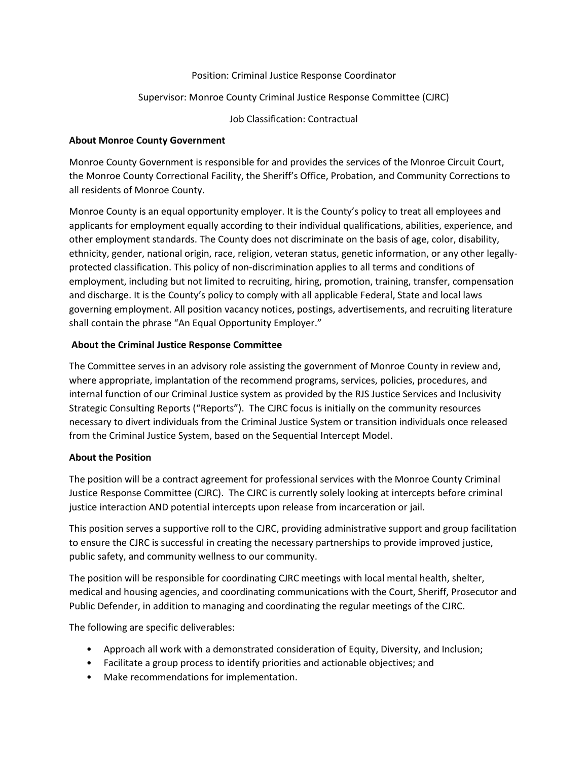Position: Criminal Justice Response Coordinator

Supervisor: Monroe County Criminal Justice Response Committee (CJRC)

Job Classification: Contractual

**About Monroe County Government**

Monroe County Government is responsible for and provides the services of the Monroe Circuit Court, the Monroe County Correctional Facility, the Sheriff's Office, Probation, and Community Corrections to all residents of Monroe County.

Monroe County is an equal opportunity employer. It is the County's policy to treat all employees and applicants for employment equally according to their individual qualifications, abilities, experience, and other employment standards. The County does not discriminate on the basis of age, color, disability, ethnicity, gender, national origin, race, religion, veteran status, genetic information, or any other legally-protected classification. This policy of non-discrimination applies to all terms and conditions of employment, including but not limited to recruiting, hiring, promotion, training, transfer, compensation and discharge. It is the County's policy to comply with all applicable Federal, State and local laws governing employment. All position vacancy notices, postings, advertisements, and recruiting literature shall contain the phrase "An Equal Opportunity Employer."

**About the Criminal Justice Response Committee**

The Committee serves in an advisory role assisting the government of Monroe County in review and, where appropriate, implantation of the recommend programs, services, policies, procedures, and internal function of our Criminal Justice system as provided by the RJS Justice Services and Inclusivity Strategic Consulting Reports ("Reports"). The CJRC focus is initially on the community resources necessary to divert individuals from the Criminal Justice System or transition individuals once released from the Criminal Justice System, based on the Sequential Intercept Model.

**About the Position**

The position will be a contract agreement for professional services with the Monroe County Criminal Justice Response Committee (CJRC). The CJRC is currently solely looking at intercepts before criminal justice interaction AND potential intercepts upon release from incarceration or jail.

This position serves a supportive roll to the CJRC, providing administrative support and group facilitation to ensure the CJRC is successful in creating the necessary partnerships to provide improved justice, public safety, and community wellness to our community.

The position will be responsible for coordinating CJRC meetings with local mental health, shelter, medical and housing agencies, and coordinating communications with the Court, Sheriff, Prosecutor and Public Defender, in addition to managing and coordinating the regular meetings of the CJRC.

The following are specific deliverables:

- Approach all work with a demonstrated consideration of Equity, Diversity, and Inclusion;
- Facilitate a group process to identify priorities and actionable objectives; and
- Make recommendations for implementation.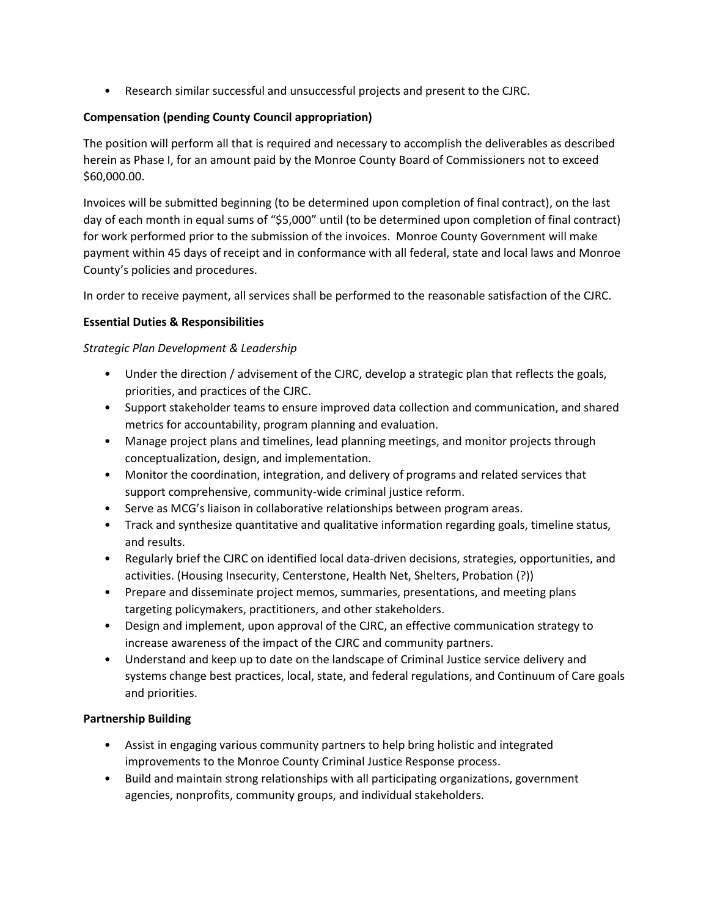- Research similar successful and unsuccessful projects and present to the CJRC.

**Compensation (pending County Council appropriation)**

The position will perform all that is required and necessary to accomplish the deliverables as described herein as Phase I, for an amount paid by the Monroe County Board of Commissioners not to exceed $60,000.00.

Invoices will be submitted beginning (to be determined upon completion of final contract), on the last day of each month in equal sums of "$5,000" until (to be determined upon completion of final contract) for work performed prior to the submission of the invoices. Monroe County Government will make payment within 45 days of receipt and in conformance with all federal, state and local laws and Monroe County's policies and procedures.

In order to receive payment, all services shall be performed to the reasonable satisfaction of the CJRC.

**Essential Duties & Responsibilities**

*Strategic Plan Development & Leadership*

- Under the direction / advisement of the CJRC, develop a strategic plan that reflects the goals, priorities, and practices of the CJRC.
- Support stakeholder teams to ensure improved data collection and communication, and shared metrics for accountability, program planning and evaluation.
- Manage project plans and timelines, lead planning meetings, and monitor projects through conceptualization, design, and implementation.
- Monitor the coordination, integration, and delivery of programs and related services that support comprehensive, community-wide criminal justice reform.
- Serve as MCG's liaison in collaborative relationships between program areas.
- Track and synthesize quantitative and qualitative information regarding goals, timeline status, and results.
- Regularly brief the CJRC on identified local data-driven decisions, strategies, opportunities, and activities. (Housing Insecurity, Centerstone, Health Net, Shelters, Probation (?))
- Prepare and disseminate project memos, summaries, presentations, and meeting plans targeting policymakers, practitioners, and other stakeholders.
- Design and implement, upon approval of the CJRC, an effective communication strategy to increase awareness of the impact of the CJRC and community partners.
- Understand and keep up to date on the landscape of Criminal Justice service delivery and systems change best practices, local, state, and federal regulations, and Continuum of Care goals and priorities.

**Partnership Building**

- Assist in engaging various community partners to help bring holistic and integrated improvements to the Monroe County Criminal Justice Response process.
- Build and maintain strong relationships with all participating organizations, government agencies, nonprofits, community groups, and individual stakeholders.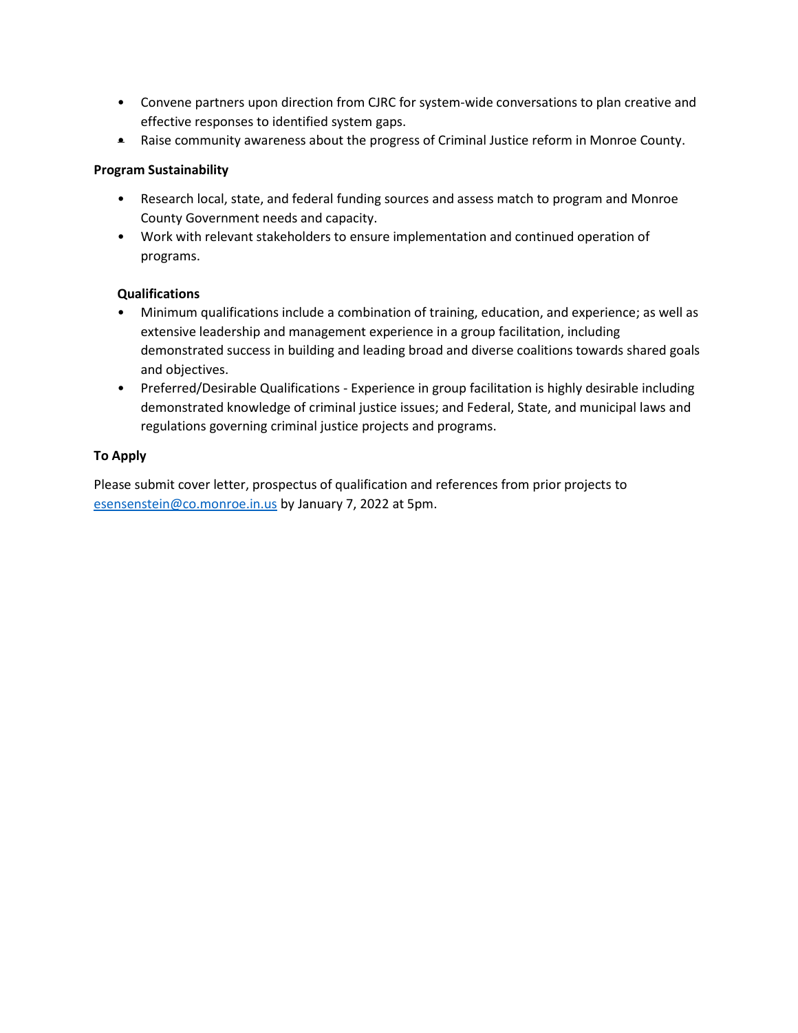- Convene partners upon direction from CJRC for system-wide conversations to plan creative and effective responses to identified system gaps.
- Raise community awareness about the progress of Criminal Justice reform in Monroe County.

**Program Sustainability**

- Research local, state, and federal funding sources and assess match to program and Monroe County Government needs and capacity.
- Work with relevant stakeholders to ensure implementation and continued operation of programs.

**Qualifications**

- Minimum qualifications include a combination of training, education, and experience; as well as extensive leadership and management experience in a group facilitation, including demonstrated success in building and leading broad and diverse coalitions towards shared goals and objectives.
- Preferred/Desirable Qualifications - Experience in group facilitation is highly desirable including demonstrated knowledge of criminal justice issues; and Federal, State, and municipal laws and regulations governing criminal justice projects and programs.

**To Apply**

Please submit cover letter, prospectus of qualification and references from prior projects to esensenstein@co.monroe.in.us by January 7, 2022 at 5pm.